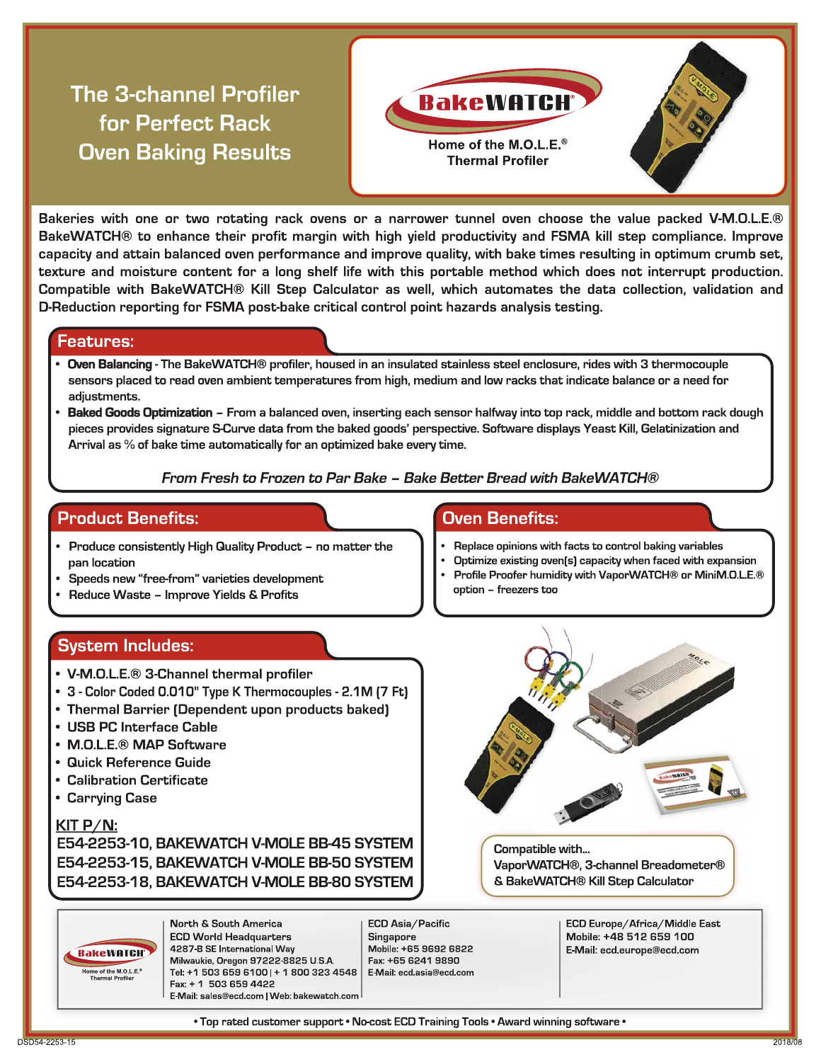# The 3-channel Profiler for Perfect Rack Oven Baking Results

BakeWATCH®

Home of the M.O.L.E.® Thermal Profiler

Bakeries with one or two rotating rack ovens or a narrower tunnel oven choose the value packed V-M.O.L.E.® BakeWATCH® to enhance their profit margin with high yield productivity and FSMA kill step compliance. Improve capacity and attain balanced oven performance and improve quality, with bake times resulting in optimum crumb set, texture and moisture content for a long shelf life with this portable method which does not interrupt production. Compatible with BakeWATCH® Kill Step Calculator as well, which automates the data collection, validation and D-Reduction reporting for FSMA post-bake critical control point hazards analysis testing.

## Features:

- **Oven Balancing** - The BakeWATCH® profiler, housed in an insulated stainless steel enclosure, rides with 3 thermocouple sensors placed to read oven ambient temperatures from high, medium and low racks that indicate balance or a need for adjustments.
- **Baked Goods Optimization** – From a balanced oven, inserting each sensor halfway into top rack, middle and bottom rack dough pieces provides signature S-Curve data from the baked goods' perspective. Software displays Yeast Kill, Gelatinization and Arrival as % of bake time automatically for an optimized bake every time.

*From Fresh to Frozen to Par Bake – Bake Better Bread with BakeWATCH®*

## Product Benefits:

- Produce consistently High Quality Product – no matter the pan location
- Speeds new "free-from" varieties development
- Reduce Waste – Improve Yields & Profits

## Oven Benefits:

- Replace opinions with facts to control baking variables
- Optimize existing oven(s) capacity when faced with expansion
- Profile Proofer humidity with VaporWATCH® or MiniM.O.L.E.® option – freezers too

## System Includes:

- V-M.O.L.E.® 3-Channel thermal profiler
- 3 - Color Coded 0.010" Type K Thermocouples - 2.1M (7 Ft)
- Thermal Barrier (Dependent upon products baked)
- USB PC Interface Cable
- M.O.L.E.® MAP Software
- Quick Reference Guide
- Calibration Certificate
- Carrying Case

**KIT P/N:**

**E54-2253-10, BAKEWATCH V-MOLE BB-45 SYSTEM**
**E54-2253-15, BAKEWATCH V-MOLE BB-50 SYSTEM**
**E54-2253-18, BAKEWATCH V-MOLE BB-80 SYSTEM**

Compatible with...
VaporWATCH®, 3-channel Breadometer® & BakeWATCH® Kill Step Calculator

BakeWATCH® Home of the M.O.L.E.® Thermal Profiler

North & South America
ECD World Headquarters
4287-B SE International Way
Milwaukie, Oregon 97222-8825 U.S.A.
Tel: +1 503 659 6100 | + 1 800 323 4548
Fax: + 1 503 659 4422
E-Mail: sales@ecd.com | Web: bakewatch.com

ECD Asia/Pacific
Singapore
Mobile: +65 9692 6822
Fax: +65 6241 9890
E-Mail: ecd.asia@ecd.com

ECD Europe/Africa/Middle East
Mobile: +48 512 659 100
E-Mail: ecd.europe@ecd.com

• Top rated customer support • No-cost ECD Training Tools • Award winning software •

DSD54-2253-15 2018/08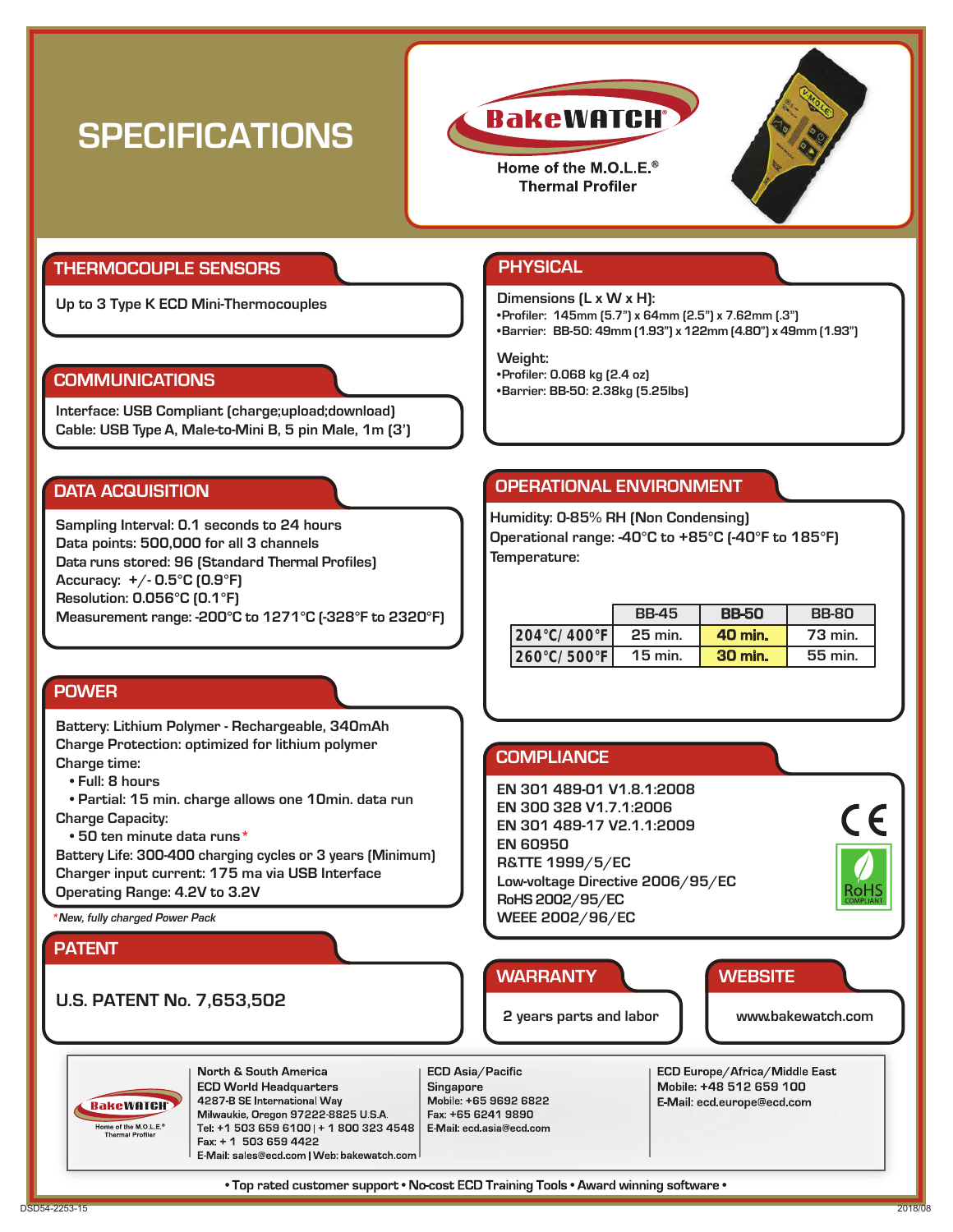# SPECIFICATIONS

BakeWATCH®

Home of the M.O.L.E.® Thermal Profiler

## THERMOCOUPLE SENSORS

Up to 3 Type K ECD Mini-Thermocouples

## COMMUNICATIONS

Interface: USB Compliant (charge;upload;download)
Cable: USB Type A, Male-to-Mini B, 5 pin Male, 1m (3')

## DATA ACQUISITION

Sampling Interval: 0.1 seconds to 24 hours
Data points: 500,000 for all 3 channels
Data runs stored: 96 (Standard Thermal Profiles)
Accuracy: +/- 0.5°C (0.9°F)
Resolution: 0.056°C (0.1°F)
Measurement range: -200°C to 1271°C (-328°F to 2320°F)

## POWER

Battery: Lithium Polymer - Rechargeable, 340mAh
Charge Protection: optimized for lithium polymer
Charge time:
- Full: 8 hours
- Partial: 15 min. charge allows one 10min. data run

Charge Capacity:
- 50 ten minute data runs*

Battery Life: 300-400 charging cycles or 3 years (Minimum)
Charger input current: 175 ma via USB Interface
Operating Range: 4.2V to 3.2V

*\*New, fully charged Power Pack*

## PATENT

U.S. PATENT No. 7,653,502

## PHYSICAL

Dimensions (L x W x H):
- Profiler: 145mm (5.7") x 64mm (2.5") x 7.62mm (.3")
- Barrier: BB-50: 49mm (1.93") x 122mm (4.80") x 49mm (1.93")

Weight:
- Profiler: 0.068 kg (2.4 oz)
- Barrier: BB-50: 2.38kg (5.25lbs)

## OPERATIONAL ENVIRONMENT

Humidity: 0-85% RH (Non Condensing)
Operational range: -40°C to +85°C (-40°F to 185°F)
Temperature:

| | BB-45 | BB-50 | BB-80 |
|---|---|---|---|
| 204°C/400°F | 25 min. | **40 min.** | 73 min. |
| 260°C/500°F | 15 min. | **30 min.** | 55 min. |

## COMPLIANCE

EN 301 489-01 V1.8.1:2008
EN 300 328 V1.7.1:2006
EN 301 489-17 V2.1.1:2009
EN 60950
R&TTE 1999/5/EC
Low-voltage Directive 2006/95/EC
RoHS 2002/95/EC
WEEE 2002/96/EC

CE

RoHS COMPLIANT

## WARRANTY

2 years parts and labor

## WEBSITE

www.bakewatch.com

BakeWATCH® Home of the M.O.L.E.® Thermal Profiler

**North & South America**
ECD World Headquarters
4287-B SE International Way
Milwaukie, Oregon 97222-8825 U.S.A.
Tel: +1 503 659 6100 | + 1 800 323 4548
Fax: + 1 503 659 4422
E-Mail: sales@ecd.com | Web: bakewatch.com

**ECD Asia/Pacific**
Singapore
Mobile: +65 9692 6822
Fax: +65 6241 9890
E-Mail: ecd.asia@ecd.com

**ECD Europe/Africa/Middle East**
Mobile: +48 512 659 100
E-Mail: ecd.europe@ecd.com

• Top rated customer support • No-cost ECD Training Tools • Award winning software •

DSD54-2253-15

2018/08